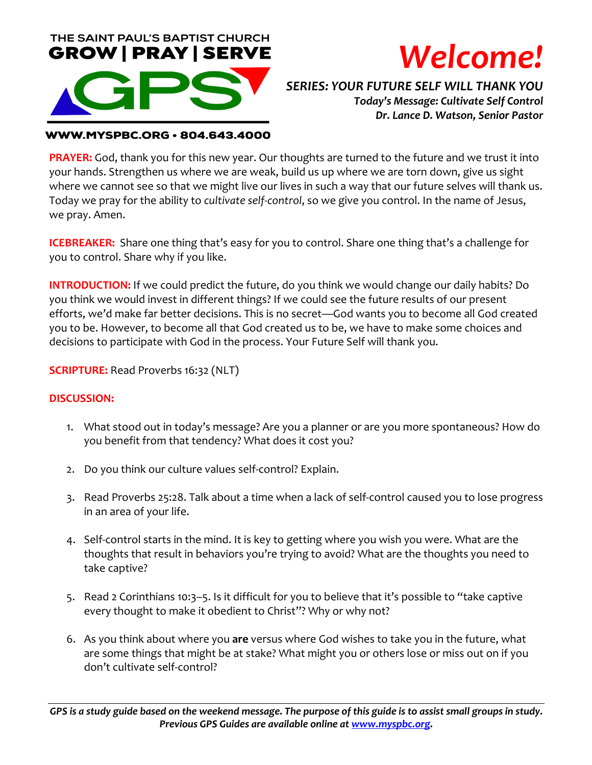THE SAINT PAUL'S BAPTIST CHURCH
**GROW | PRAY | SERVE**

**GPS**

**WWW.MYSPBC.ORG • 804.643.4000**

# *Welcome!*

***SERIES: YOUR FUTURE SELF WILL THANK YOU***
***Today's Message: Cultivate Self Control***
***Dr. Lance D. Watson, Senior Pastor***

**PRAYER:** God, thank you for this new year. Our thoughts are turned to the future and we trust it into your hands. Strengthen us where we are weak, build us up where we are torn down, give us sight where we cannot see so that we might live our lives in such a way that our future selves will thank us. Today we pray for the ability to *cultivate self-control*, so we give you control. In the name of Jesus, we pray. Amen.

**ICEBREAKER:** Share one thing that's easy for you to control. Share one thing that's a challenge for you to control. Share why if you like.

**INTRODUCTION:** If we could predict the future, do you think we would change our daily habits? Do you think we would invest in different things? If we could see the future results of our present efforts, we'd make far better decisions. This is no secret—God wants you to become all God created you to be. However, to become all that God created us to be, we have to make some choices and decisions to participate with God in the process. Your Future Self will thank you.

**SCRIPTURE:** Read Proverbs 16:32 (NLT)

**DISCUSSION:**

1. What stood out in today's message? Are you a planner or are you more spontaneous? How do you benefit from that tendency? What does it cost you?

2. Do you think our culture values self-control? Explain.

3. Read Proverbs 25:28. Talk about a time when a lack of self-control caused you to lose progress in an area of your life.

4. Self-control starts in the mind. It is key to getting where you wish you were. What are the thoughts that result in behaviors you're trying to avoid? What are the thoughts you need to take captive?

5. Read 2 Corinthians 10:3–5. Is it difficult for you to believe that it's possible to "take captive every thought to make it obedient to Christ"? Why or why not?

6. As you think about where you **are** versus where God wishes to take you in the future, what are some things that might be at stake? What might you or others lose or miss out on if you don't cultivate self-control?

---

***GPS is a study guide based on the weekend message. The purpose of this guide is to assist small groups in study. Previous GPS Guides are available online at [www.myspbc.org](http://www.myspbc.org).***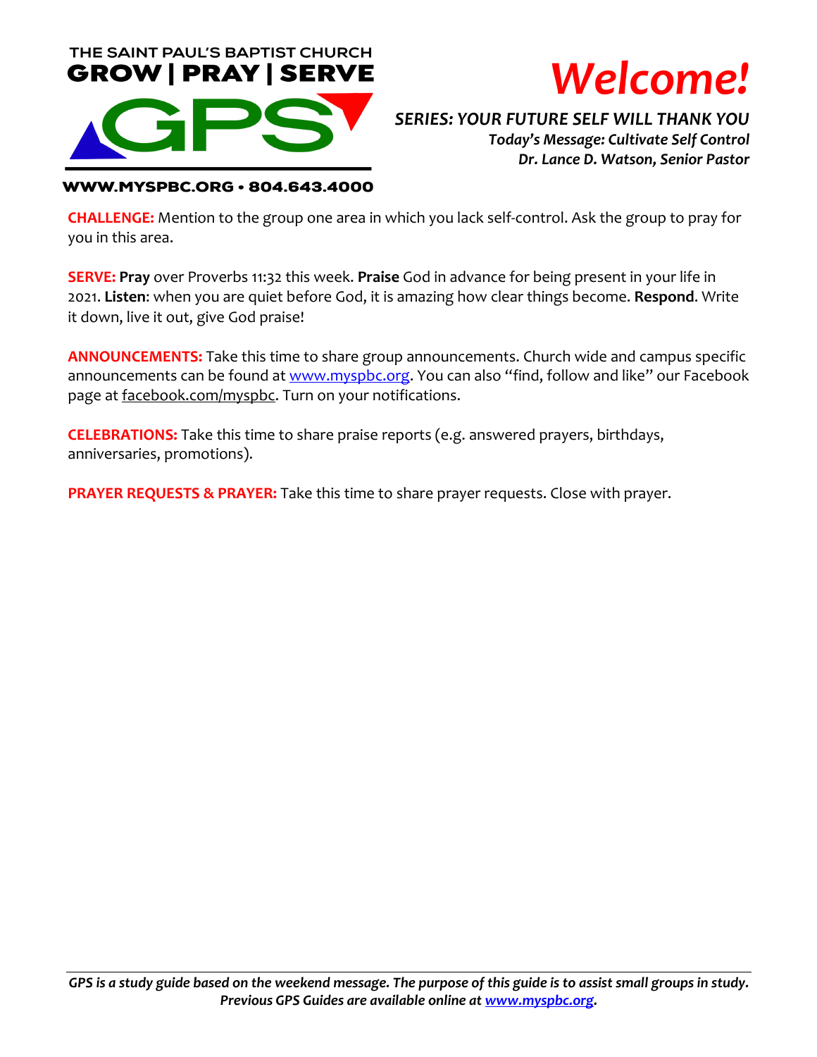THE SAINT PAUL'S BAPTIST CHURCH
**GROW | PRAY | SERVE**

**GPS**

**WWW.MYSPBC.ORG • 804.643.4000**

# *Welcome!*

***SERIES: YOUR FUTURE SELF WILL THANK YOU***
***Today's Message: Cultivate Self Control***
***Dr. Lance D. Watson, Senior Pastor***

**CHALLENGE:** Mention to the group one area in which you lack self-control. Ask the group to pray for you in this area.

**SERVE:** **Pray** over Proverbs 11:32 this week. **Praise** God in advance for being present in your life in 2021. **Listen**: when you are quiet before God, it is amazing how clear things become. **Respond**. Write it down, live it out, give God praise!

**ANNOUNCEMENTS:** Take this time to share group announcements. Church wide and campus specific announcements can be found at www.myspbc.org. You can also "find, follow and like" our Facebook page at facebook.com/myspbc. Turn on your notifications.

**CELEBRATIONS:** Take this time to share praise reports (e.g. answered prayers, birthdays, anniversaries, promotions).

**PRAYER REQUESTS & PRAYER:** Take this time to share prayer requests. Close with prayer.

***GPS is a study guide based on the weekend message. The purpose of this guide is to assist small groups in study. Previous GPS Guides are available online at www.myspbc.org.***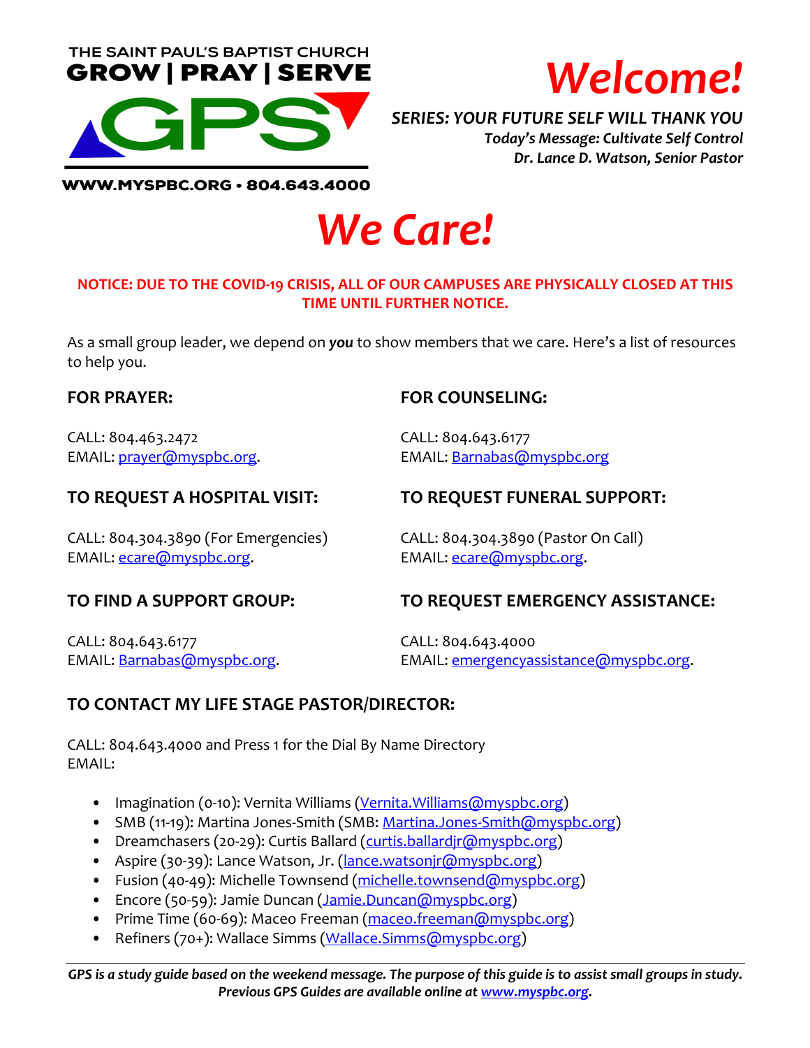THE SAINT PAUL'S BAPTIST CHURCH
**GROW | PRAY | SERVE**

**GPS**

**WWW.MYSPBC.ORG • 804.643.4000**

# *Welcome!*

***SERIES: YOUR FUTURE SELF WILL THANK YOU***
***Today's Message: Cultivate Self Control***
***Dr. Lance D. Watson, Senior Pastor***

# *We Care!*

**NOTICE: DUE TO THE COVID-19 CRISIS, ALL OF OUR CAMPUSES ARE PHYSICALLY CLOSED AT THIS TIME UNTIL FURTHER NOTICE.**

As a small group leader, we depend on ***you*** to show members that we care. Here's a list of resources to help you.

### FOR PRAYER:

CALL: 804.463.2472
EMAIL: prayer@myspbc.org.

### FOR COUNSELING:

CALL: 804.643.6177
EMAIL: Barnabas@myspbc.org

### TO REQUEST A HOSPITAL VISIT:

CALL: 804.304.3890 (For Emergencies)
EMAIL: ecare@myspbc.org.

### TO REQUEST FUNERAL SUPPORT:

CALL: 804.304.3890 (Pastor On Call)
EMAIL: ecare@myspbc.org.

### TO FIND A SUPPORT GROUP:

CALL: 804.643.6177
EMAIL: Barnabas@myspbc.org.

### TO REQUEST EMERGENCY ASSISTANCE:

CALL: 804.643.4000
EMAIL: emergencyassistance@myspbc.org.

### TO CONTACT MY LIFE STAGE PASTOR/DIRECTOR:

CALL: 804.643.4000 and Press 1 for the Dial By Name Directory
EMAIL:

- Imagination (0-10): Vernita Williams (Vernita.Williams@myspbc.org)
- SMB (11-19): Martina Jones-Smith (SMB: Martina.Jones-Smith@myspbc.org)
- Dreamchasers (20-29): Curtis Ballard (curtis.ballardjr@myspbc.org)
- Aspire (30-39): Lance Watson, Jr. (lance.watsonjr@myspbc.org)
- Fusion (40-49): Michelle Townsend (michelle.townsend@myspbc.org)
- Encore (50-59): Jamie Duncan (Jamie.Duncan@myspbc.org)
- Prime Time (60-69): Maceo Freeman (maceo.freeman@myspbc.org)
- Refiners (70+): Wallace Simms (Wallace.Simms@myspbc.org)

---

***GPS is a study guide based on the weekend message. The purpose of this guide is to assist small groups in study. Previous GPS Guides are available online at www.myspbc.org.***